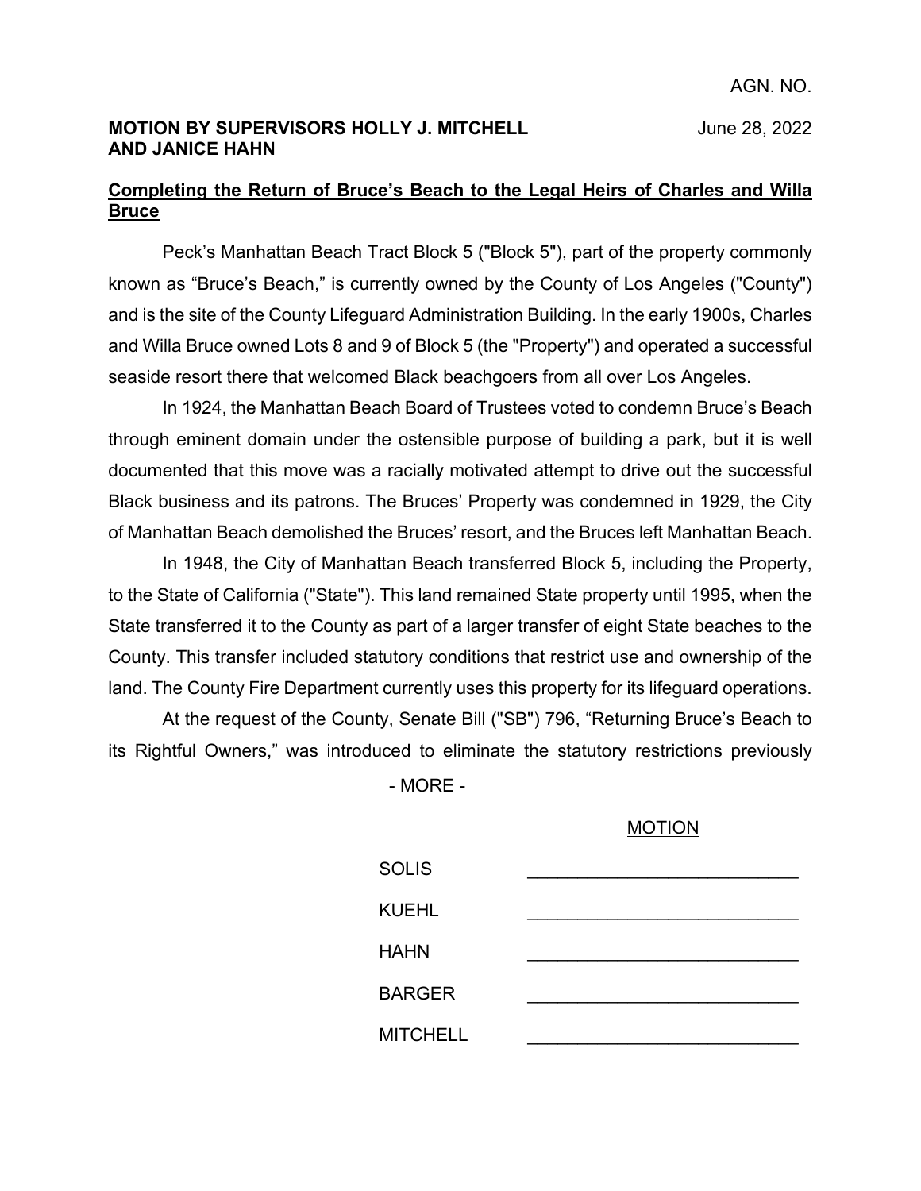AGN. NO.

**MOTION BY SUPERVISORS HOLLY J. MITCHELL AND JANICE HAHN**

June 28, 2022

## Completing the Return of Bruce's Beach to the Legal Heirs of Charles and Willa Bruce

Peck's Manhattan Beach Tract Block 5 ("Block 5"), part of the property commonly known as "Bruce's Beach," is currently owned by the County of Los Angeles ("County") and is the site of the County Lifeguard Administration Building. In the early 1900s, Charles and Willa Bruce owned Lots 8 and 9 of Block 5 (the "Property") and operated a successful seaside resort there that welcomed Black beachgoers from all over Los Angeles.

In 1924, the Manhattan Beach Board of Trustees voted to condemn Bruce's Beach through eminent domain under the ostensible purpose of building a park, but it is well documented that this move was a racially motivated attempt to drive out the successful Black business and its patrons. The Bruces' Property was condemned in 1929, the City of Manhattan Beach demolished the Bruces' resort, and the Bruces left Manhattan Beach.

In 1948, the City of Manhattan Beach transferred Block 5, including the Property, to the State of California ("State"). This land remained State property until 1995, when the State transferred it to the County as part of a larger transfer of eight State beaches to the County. This transfer included statutory conditions that restrict use and ownership of the land. The County Fire Department currently uses this property for its lifeguard operations.

At the request of the County, Senate Bill ("SB") 796, "Returning Bruce's Beach to its Rightful Owners," was introduced to eliminate the statutory restrictions previously

\- MORE -

MOTION

| | |
|---|---|
| SOLIS | \_\_\_\_\_\_\_\_\_\_\_\_\_\_\_\_\_\_\_\_\_\_\_\_ |
| KUEHL | \_\_\_\_\_\_\_\_\_\_\_\_\_\_\_\_\_\_\_\_\_\_\_\_ |
| HAHN | \_\_\_\_\_\_\_\_\_\_\_\_\_\_\_\_\_\_\_\_\_\_\_\_ |
| BARGER | \_\_\_\_\_\_\_\_\_\_\_\_\_\_\_\_\_\_\_\_\_\_\_\_ |
| MITCHELL | \_\_\_\_\_\_\_\_\_\_\_\_\_\_\_\_\_\_\_\_\_\_\_\_ |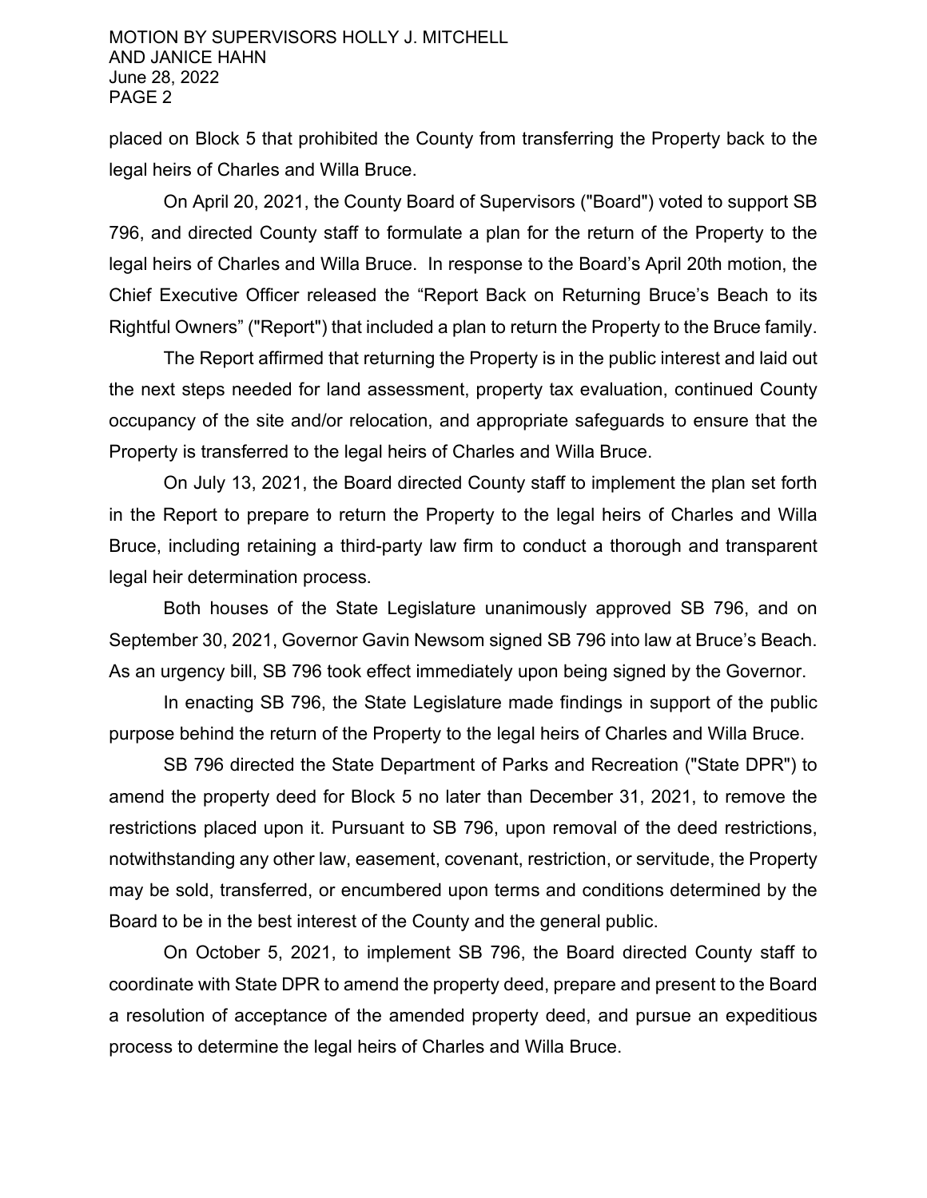placed on Block 5 that prohibited the County from transferring the Property back to the legal heirs of Charles and Willa Bruce.

On April 20, 2021, the County Board of Supervisors ("Board") voted to support SB 796, and directed County staff to formulate a plan for the return of the Property to the legal heirs of Charles and Willa Bruce. In response to the Board's April 20th motion, the Chief Executive Officer released the "Report Back on Returning Bruce's Beach to its Rightful Owners" ("Report") that included a plan to return the Property to the Bruce family.

The Report affirmed that returning the Property is in the public interest and laid out the next steps needed for land assessment, property tax evaluation, continued County occupancy of the site and/or relocation, and appropriate safeguards to ensure that the Property is transferred to the legal heirs of Charles and Willa Bruce.

On July 13, 2021, the Board directed County staff to implement the plan set forth in the Report to prepare to return the Property to the legal heirs of Charles and Willa Bruce, including retaining a third-party law firm to conduct a thorough and transparent legal heir determination process.

Both houses of the State Legislature unanimously approved SB 796, and on September 30, 2021, Governor Gavin Newsom signed SB 796 into law at Bruce's Beach. As an urgency bill, SB 796 took effect immediately upon being signed by the Governor.

In enacting SB 796, the State Legislature made findings in support of the public purpose behind the return of the Property to the legal heirs of Charles and Willa Bruce.

SB 796 directed the State Department of Parks and Recreation ("State DPR") to amend the property deed for Block 5 no later than December 31, 2021, to remove the restrictions placed upon it. Pursuant to SB 796, upon removal of the deed restrictions, notwithstanding any other law, easement, covenant, restriction, or servitude, the Property may be sold, transferred, or encumbered upon terms and conditions determined by the Board to be in the best interest of the County and the general public.

On October 5, 2021, to implement SB 796, the Board directed County staff to coordinate with State DPR to amend the property deed, prepare and present to the Board a resolution of acceptance of the amended property deed, and pursue an expeditious process to determine the legal heirs of Charles and Willa Bruce.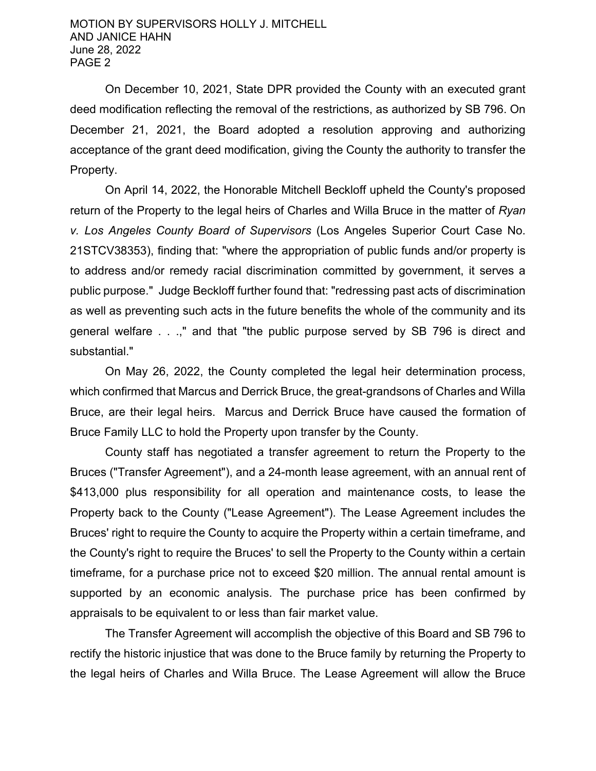On December 10, 2021, State DPR provided the County with an executed grant deed modification reflecting the removal of the restrictions, as authorized by SB 796. On December 21, 2021, the Board adopted a resolution approving and authorizing acceptance of the grant deed modification, giving the County the authority to transfer the Property.

On April 14, 2022, the Honorable Mitchell Beckloff upheld the County's proposed return of the Property to the legal heirs of Charles and Willa Bruce in the matter of *Ryan v. Los Angeles County Board of Supervisors* (Los Angeles Superior Court Case No. 21STCV38353), finding that: "where the appropriation of public funds and/or property is to address and/or remedy racial discrimination committed by government, it serves a public purpose." Judge Beckloff further found that: "redressing past acts of discrimination as well as preventing such acts in the future benefits the whole of the community and its general welfare . . .," and that "the public purpose served by SB 796 is direct and substantial."

On May 26, 2022, the County completed the legal heir determination process, which confirmed that Marcus and Derrick Bruce, the great-grandsons of Charles and Willa Bruce, are their legal heirs. Marcus and Derrick Bruce have caused the formation of Bruce Family LLC to hold the Property upon transfer by the County.

County staff has negotiated a transfer agreement to return the Property to the Bruces ("Transfer Agreement"), and a 24-month lease agreement, with an annual rent of $413,000 plus responsibility for all operation and maintenance costs, to lease the Property back to the County ("Lease Agreement"). The Lease Agreement includes the Bruces' right to require the County to acquire the Property within a certain timeframe, and the County's right to require the Bruces' to sell the Property to the County within a certain timeframe, for a purchase price not to exceed $20 million. The annual rental amount is supported by an economic analysis. The purchase price has been confirmed by appraisals to be equivalent to or less than fair market value.

The Transfer Agreement will accomplish the objective of this Board and SB 796 to rectify the historic injustice that was done to the Bruce family by returning the Property to the legal heirs of Charles and Willa Bruce. The Lease Agreement will allow the Bruce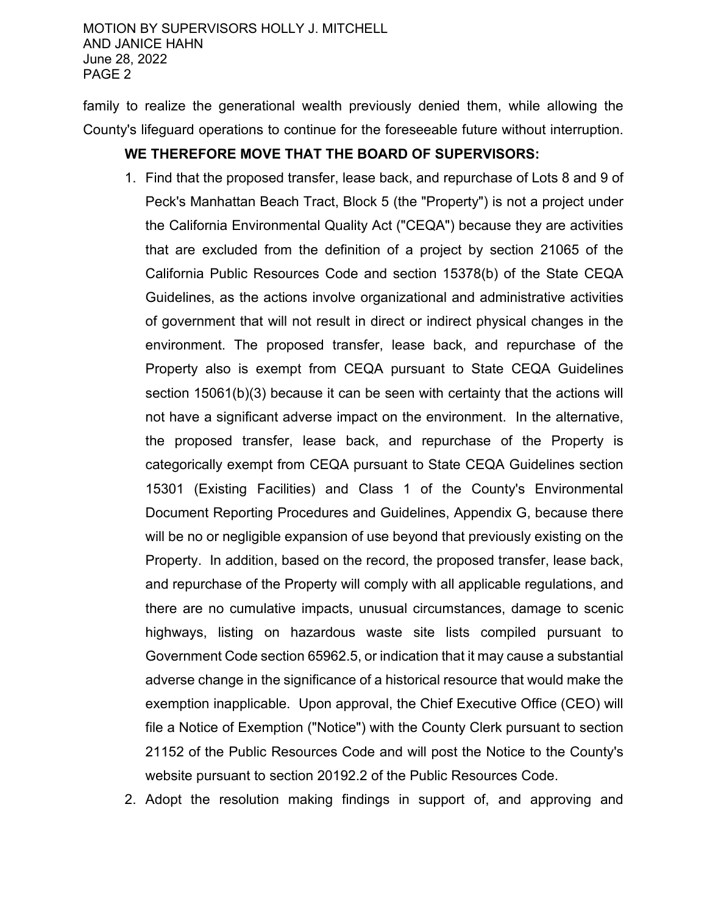family to realize the generational wealth previously denied them, while allowing the County's lifeguard operations to continue for the foreseeable future without interruption.

**WE THEREFORE MOVE THAT THE BOARD OF SUPERVISORS:**

1. Find that the proposed transfer, lease back, and repurchase of Lots 8 and 9 of Peck's Manhattan Beach Tract, Block 5 (the "Property") is not a project under the California Environmental Quality Act ("CEQA") because they are activities that are excluded from the definition of a project by section 21065 of the California Public Resources Code and section 15378(b) of the State CEQA Guidelines, as the actions involve organizational and administrative activities of government that will not result in direct or indirect physical changes in the environment. The proposed transfer, lease back, and repurchase of the Property also is exempt from CEQA pursuant to State CEQA Guidelines section 15061(b)(3) because it can be seen with certainty that the actions will not have a significant adverse impact on the environment. In the alternative, the proposed transfer, lease back, and repurchase of the Property is categorically exempt from CEQA pursuant to State CEQA Guidelines section 15301 (Existing Facilities) and Class 1 of the County's Environmental Document Reporting Procedures and Guidelines, Appendix G, because there will be no or negligible expansion of use beyond that previously existing on the Property. In addition, based on the record, the proposed transfer, lease back, and repurchase of the Property will comply with all applicable regulations, and there are no cumulative impacts, unusual circumstances, damage to scenic highways, listing on hazardous waste site lists compiled pursuant to Government Code section 65962.5, or indication that it may cause a substantial adverse change in the significance of a historical resource that would make the exemption inapplicable. Upon approval, the Chief Executive Office (CEO) will file a Notice of Exemption ("Notice") with the County Clerk pursuant to section 21152 of the Public Resources Code and will post the Notice to the County's website pursuant to section 20192.2 of the Public Resources Code.
2. Adopt the resolution making findings in support of, and approving and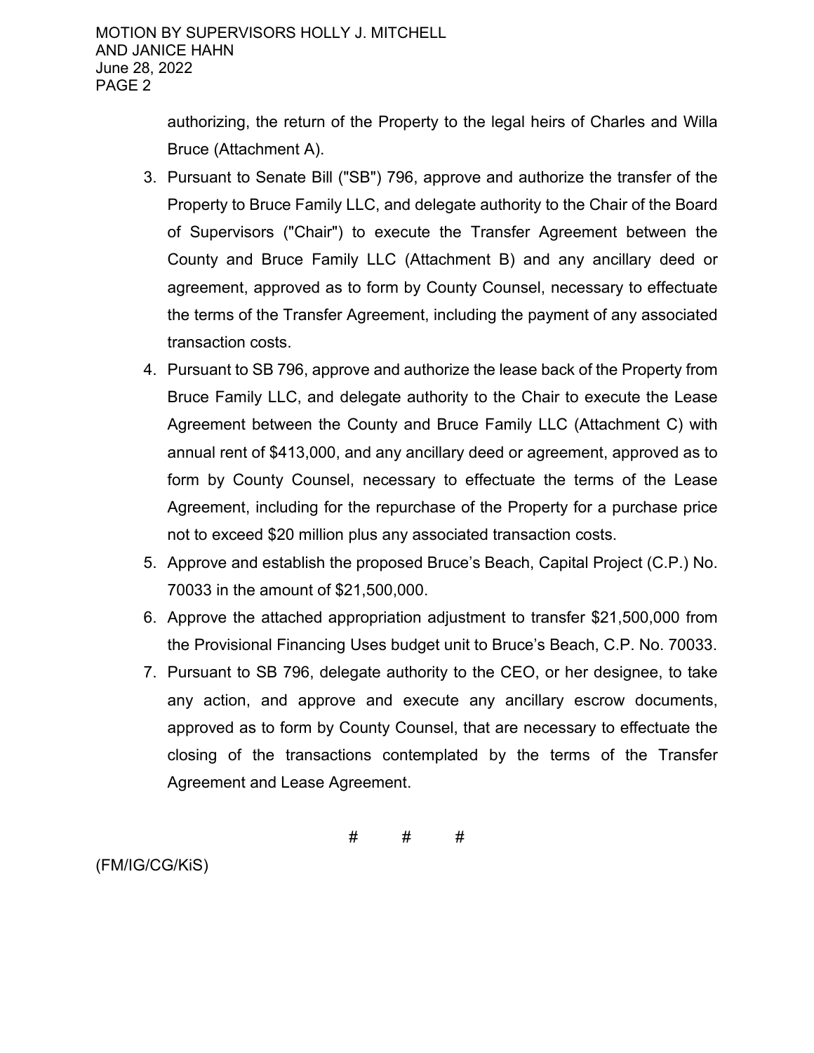authorizing, the return of the Property to the legal heirs of Charles and Willa Bruce (Attachment A).

3. Pursuant to Senate Bill ("SB") 796, approve and authorize the transfer of the Property to Bruce Family LLC, and delegate authority to the Chair of the Board of Supervisors ("Chair") to execute the Transfer Agreement between the County and Bruce Family LLC (Attachment B) and any ancillary deed or agreement, approved as to form by County Counsel, necessary to effectuate the terms of the Transfer Agreement, including the payment of any associated transaction costs.
4. Pursuant to SB 796, approve and authorize the lease back of the Property from Bruce Family LLC, and delegate authority to the Chair to execute the Lease Agreement between the County and Bruce Family LLC (Attachment C) with annual rent of $413,000, and any ancillary deed or agreement, approved as to form by County Counsel, necessary to effectuate the terms of the Lease Agreement, including for the repurchase of the Property for a purchase price not to exceed $20 million plus any associated transaction costs.
5. Approve and establish the proposed Bruce's Beach, Capital Project (C.P.) No. 70033 in the amount of $21,500,000.
6. Approve the attached appropriation adjustment to transfer $21,500,000 from the Provisional Financing Uses budget unit to Bruce's Beach, C.P. No. 70033.
7. Pursuant to SB 796, delegate authority to the CEO, or her designee, to take any action, and approve and execute any ancillary escrow documents, approved as to form by County Counsel, that are necessary to effectuate the closing of the transactions contemplated by the terms of the Transfer Agreement and Lease Agreement.

# # #

(FM/IG/CG/KiS)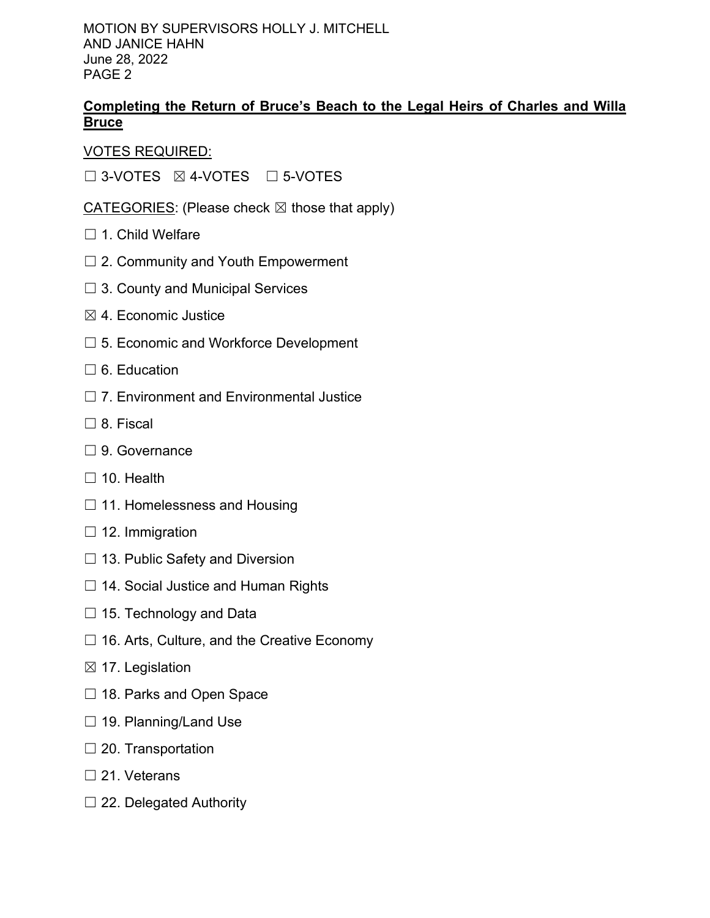**Completing the Return of Bruce's Beach to the Legal Heirs of Charles and Willa Bruce**

VOTES REQUIRED:

☐ 3-VOTES ☒ 4-VOTES ☐ 5-VOTES

CATEGORIES: (Please check ☒ those that apply)

☐ 1. Child Welfare

☐ 2. Community and Youth Empowerment

☐ 3. County and Municipal Services

☒ 4. Economic Justice

☐ 5. Economic and Workforce Development

☐ 6. Education

☐ 7. Environment and Environmental Justice

☐ 8. Fiscal

☐ 9. Governance

☐ 10. Health

☐ 11. Homelessness and Housing

☐ 12. Immigration

☐ 13. Public Safety and Diversion

☐ 14. Social Justice and Human Rights

☐ 15. Technology and Data

☐ 16. Arts, Culture, and the Creative Economy

☒ 17. Legislation

☐ 18. Parks and Open Space

☐ 19. Planning/Land Use

☐ 20. Transportation

☐ 21. Veterans

☐ 22. Delegated Authority